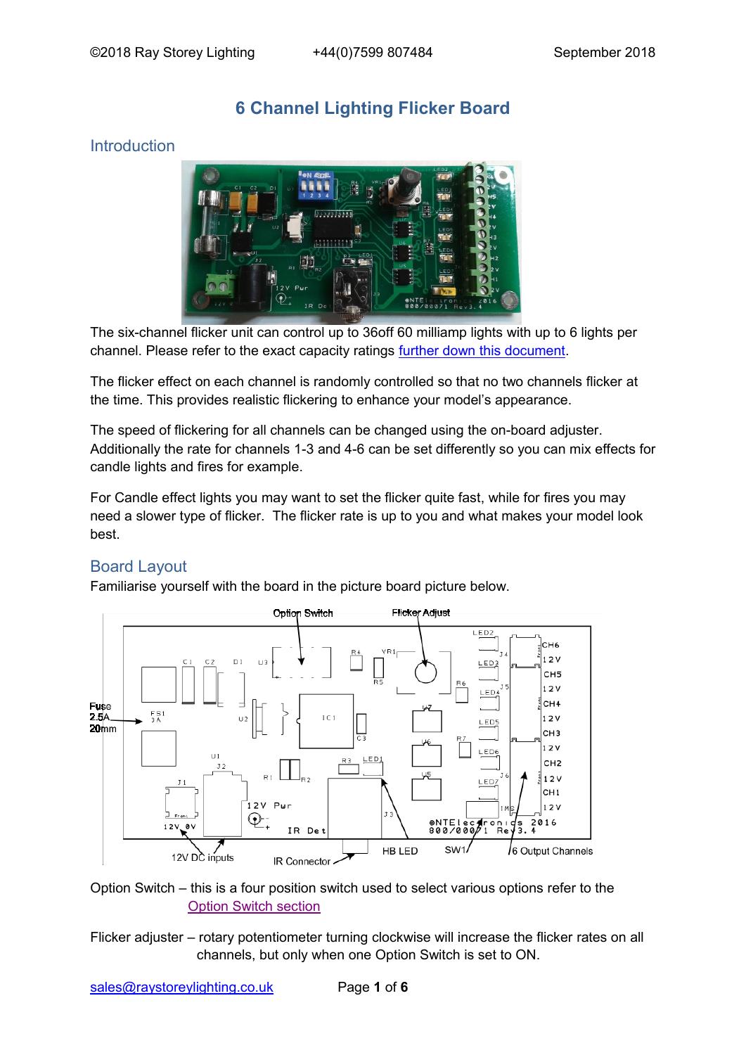# 6 Channel Lighting Flicker Board

## Introduction

The six-channel flicker unit can control up to 36off 60 milliamp lights with up to 6 lights per channel. Please refer to the exact capacity ratings further down this document.

The flicker effect on each channel is randomly controlled so that no two channels flicker at the time. This provides realistic flickering to enhance your model's appearance.

The speed of flickering for all channels can be changed using the on-board adjuster. Additionally the rate for channels 1-3 and 4-6 can be set differently so you can mix effects for candle lights and fires for example.

For Candle effect lights you may want to set the flicker quite fast, while for fires you may need a slower type of flicker. The flicker rate is up to you and what makes your model look best.

## Board Layout

Familiarise yourself with the board in the picture board picture below.

Option Switch – this is a four position switch used to select various options refer to the Option Switch section

Flicker adjuster – rotary potentiometer turning clockwise will increase the flicker rates on all channels, but only when one Option Switch is set to ON.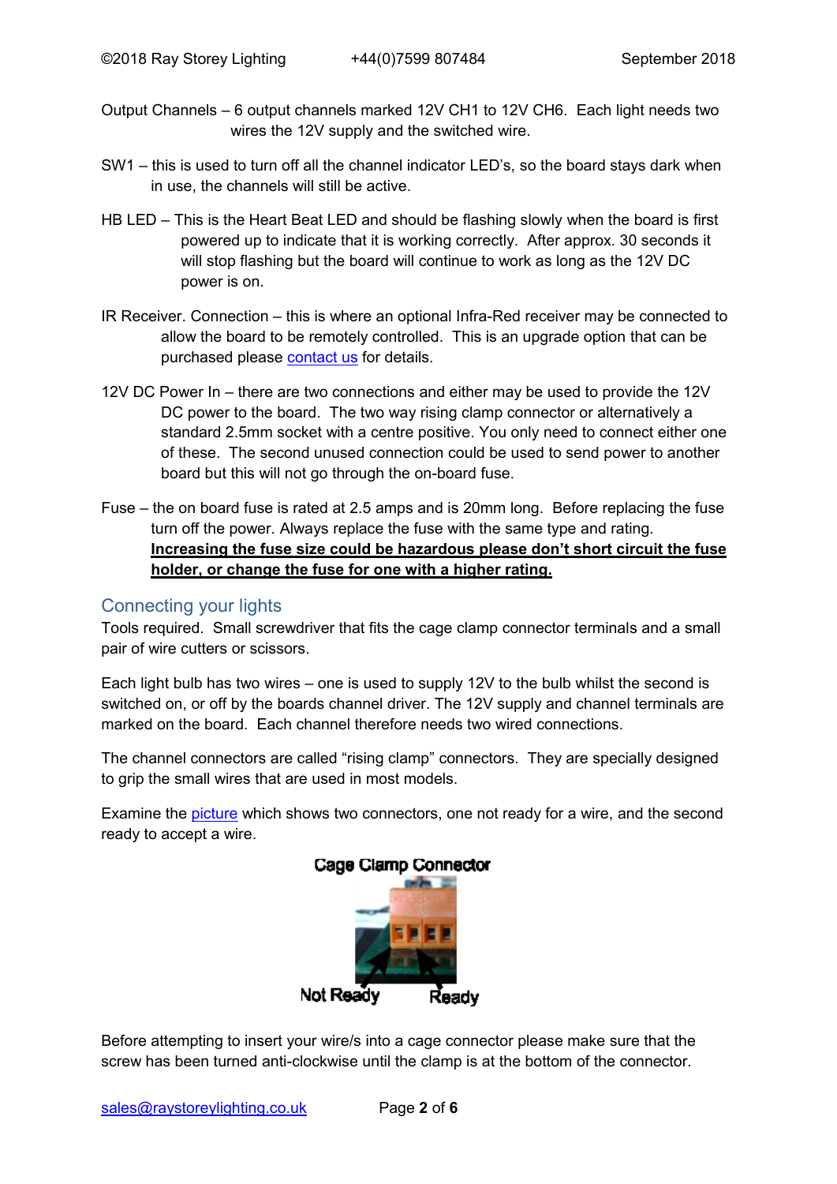Output Channels – 6 output channels marked 12V CH1 to 12V CH6. Each light needs two wires the 12V supply and the switched wire.

SW1 – this is used to turn off all the channel indicator LED's, so the board stays dark when in use, the channels will still be active.

HB LED – This is the Heart Beat LED and should be flashing slowly when the board is first powered up to indicate that it is working correctly. After approx. 30 seconds it will stop flashing but the board will continue to work as long as the 12V DC power is on.

IR Receiver. Connection – this is where an optional Infra-Red receiver may be connected to allow the board to be remotely controlled. This is an upgrade option that can be purchased please contact us for details.

12V DC Power In – there are two connections and either may be used to provide the 12V DC power to the board. The two way rising clamp connector or alternatively a standard 2.5mm socket with a centre positive. You only need to connect either one of these. The second unused connection could be used to send power to another board but this will not go through the on-board fuse.

Fuse – the on board fuse is rated at 2.5 amps and is 20mm long. Before replacing the fuse turn off the power. Always replace the fuse with the same type and rating. **Increasing the fuse size could be hazardous please don't short circuit the fuse holder, or change the fuse for one with a higher rating.**

## Connecting your lights

Tools required. Small screwdriver that fits the cage clamp connector terminals and a small pair of wire cutters or scissors.

Each light bulb has two wires – one is used to supply 12V to the bulb whilst the second is switched on, or off by the boards channel driver. The 12V supply and channel terminals are marked on the board. Each channel therefore needs two wired connections.

The channel connectors are called "rising clamp" connectors. They are specially designed to grip the small wires that are used in most models.

Examine the picture which shows two connectors, one not ready for a wire, and the second ready to accept a wire.

Cage Clamp Connector

Not Ready Ready

Before attempting to insert your wire/s into a cage connector please make sure that the screw has been turned anti-clockwise until the clamp is at the bottom of the connector.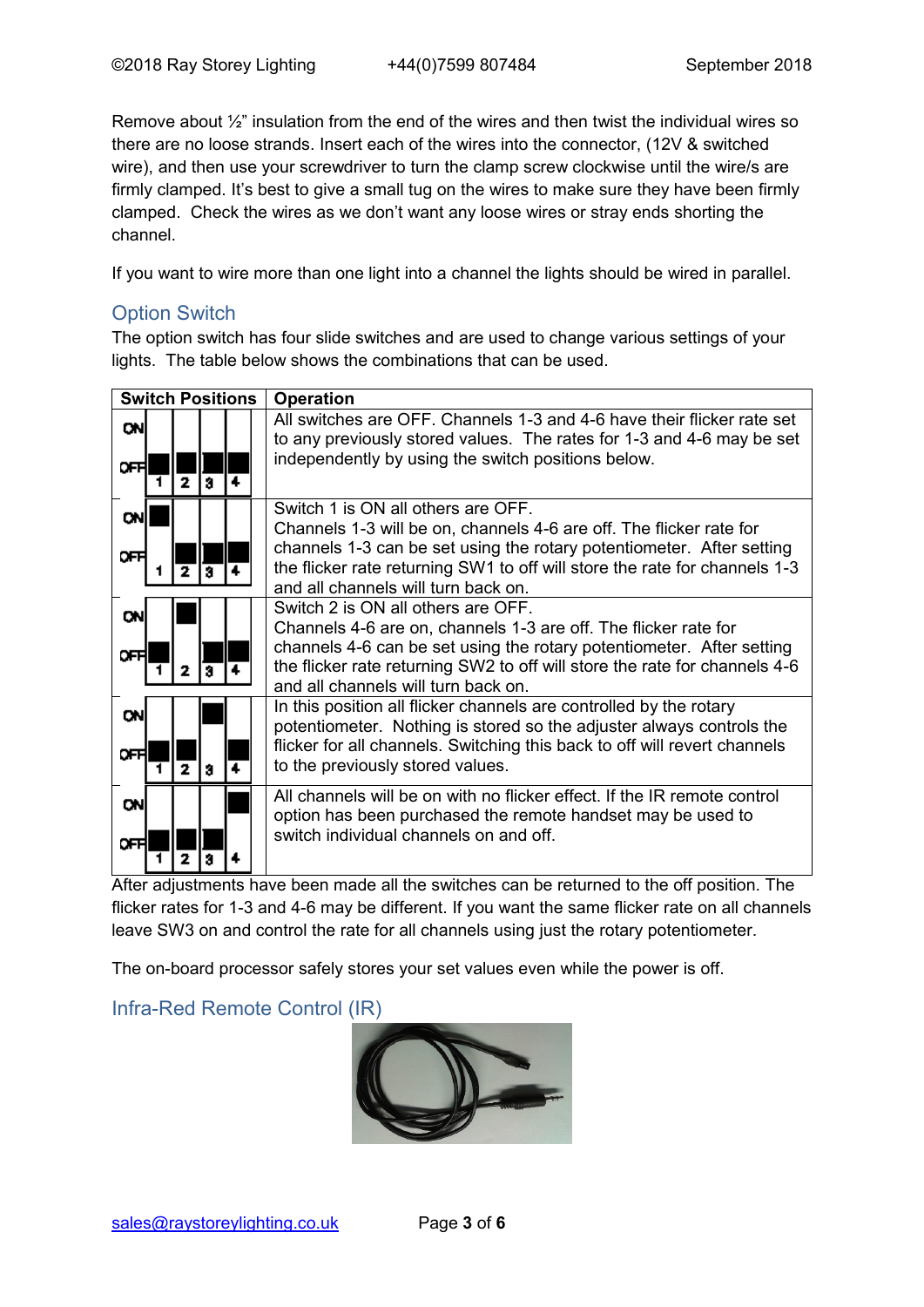Remove about ½" insulation from the end of the wires and then twist the individual wires so there are no loose strands. Insert each of the wires into the connector, (12V & switched wire), and then use your screwdriver to turn the clamp screw clockwise until the wire/s are firmly clamped. It's best to give a small tug on the wires to make sure they have been firmly clamped. Check the wires as we don't want any loose wires or stray ends shorting the channel.

If you want to wire more than one light into a channel the lights should be wired in parallel.

## Option Switch

The option switch has four slide switches and are used to change various settings of your lights. The table below shows the combinations that can be used.

| Switch Positions | Operation |
|---|---|
| 1 OFF, 2 OFF, 3 OFF, 4 OFF | All switches are OFF. Channels 1-3 and 4-6 have their flicker rate set to any previously stored values. The rates for 1-3 and 4-6 may be set independently by using the switch positions below. |
| 1 ON, 2 OFF, 3 OFF, 4 OFF | Switch 1 is ON all others are OFF. Channels 1-3 will be on, channels 4-6 are off. The flicker rate for channels 1-3 can be set using the rotary potentiometer. After setting the flicker rate returning SW1 to off will store the rate for channels 1-3 and all channels will turn back on. |
| 1 OFF, 2 ON, 3 OFF, 4 OFF | Switch 2 is ON all others are OFF. Channels 4-6 are on, channels 1-3 are off. The flicker rate for channels 4-6 can be set using the rotary potentiometer. After setting the flicker rate returning SW2 to off will store the rate for channels 4-6 and all channels will turn back on. |
| 1 OFF, 2 OFF, 3 ON, 4 OFF | In this position all flicker channels are controlled by the rotary potentiometer. Nothing is stored so the adjuster always controls the flicker for all channels. Switching this back to off will revert channels to the previously stored values. |
| 1 OFF, 2 OFF, 3 OFF, 4 ON | All channels will be on with no flicker effect. If the IR remote control option has been purchased the remote handset may be used to switch individual channels on and off. |

After adjustments have been made all the switches can be returned to the off position. The flicker rates for 1-3 and 4-6 may be different. If you want the same flicker rate on all channels leave SW3 on and control the rate for all channels using just the rotary potentiometer.

The on-board processor safely stores your set values even while the power is off.

## Infra-Red Remote Control (IR)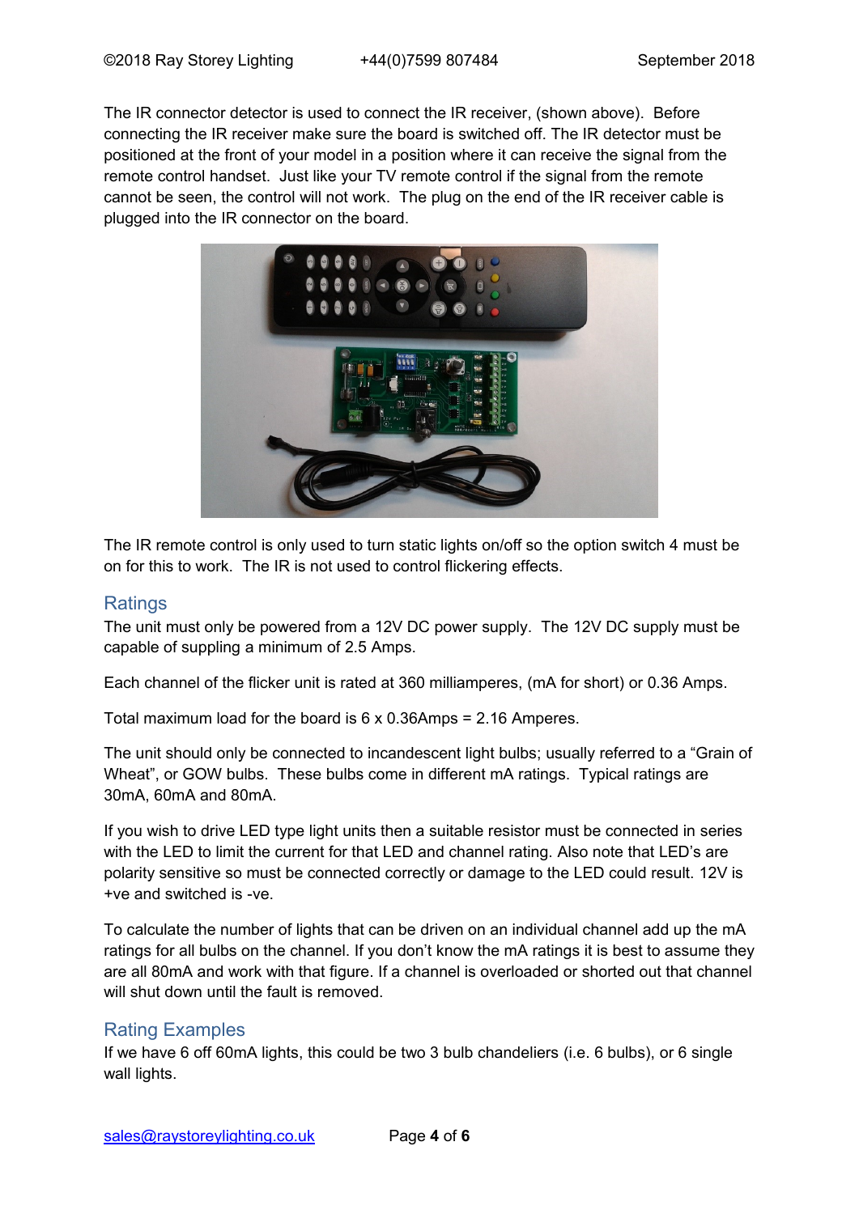The IR connector detector is used to connect the IR receiver, (shown above). Before connecting the IR receiver make sure the board is switched off. The IR detector must be positioned at the front of your model in a position where it can receive the signal from the remote control handset. Just like your TV remote control if the signal from the remote cannot be seen, the control will not work. The plug on the end of the IR receiver cable is plugged into the IR connector on the board.

The IR remote control is only used to turn static lights on/off so the option switch 4 must be on for this to work. The IR is not used to control flickering effects.

## Ratings

The unit must only be powered from a 12V DC power supply. The 12V DC supply must be capable of suppling a minimum of 2.5 Amps.

Each channel of the flicker unit is rated at 360 milliamperes, (mA for short) or 0.36 Amps.

Total maximum load for the board is 6 x 0.36Amps = 2.16 Amperes.

The unit should only be connected to incandescent light bulbs; usually referred to a "Grain of Wheat", or GOW bulbs. These bulbs come in different mA ratings. Typical ratings are 30mA, 60mA and 80mA.

If you wish to drive LED type light units then a suitable resistor must be connected in series with the LED to limit the current for that LED and channel rating. Also note that LED's are polarity sensitive so must be connected correctly or damage to the LED could result. 12V is +ve and switched is -ve.

To calculate the number of lights that can be driven on an individual channel add up the mA ratings for all bulbs on the channel. If you don't know the mA ratings it is best to assume they are all 80mA and work with that figure. If a channel is overloaded or shorted out that channel will shut down until the fault is removed.

## Rating Examples

If we have 6 off 60mA lights, this could be two 3 bulb chandeliers (i.e. 6 bulbs), or 6 single wall lights.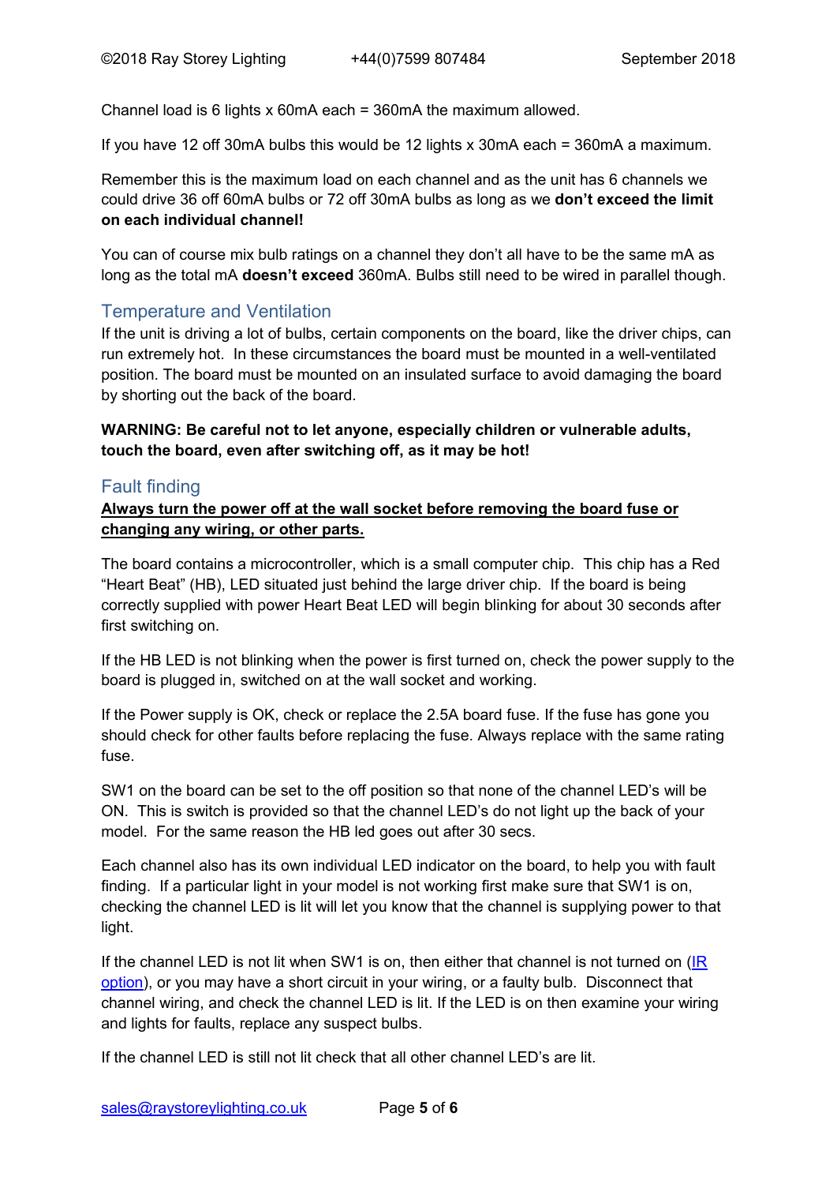Channel load is 6 lights x 60mA each = 360mA the maximum allowed.

If you have 12 off 30mA bulbs this would be 12 lights x 30mA each = 360mA a maximum.

Remember this is the maximum load on each channel and as the unit has 6 channels we could drive 36 off 60mA bulbs or 72 off 30mA bulbs as long as we **don't exceed the limit on each individual channel!**

You can of course mix bulb ratings on a channel they don't all have to be the same mA as long as the total mA **doesn't exceed** 360mA. Bulbs still need to be wired in parallel though.

## Temperature and Ventilation

If the unit is driving a lot of bulbs, certain components on the board, like the driver chips, can run extremely hot. In these circumstances the board must be mounted in a well-ventilated position. The board must be mounted on an insulated surface to avoid damaging the board by shorting out the back of the board.

**WARNING: Be careful not to let anyone, especially children or vulnerable adults, touch the board, even after switching off, as it may be hot!**

## Fault finding

**<u>Always turn the power off at the wall socket before removing the board fuse or changing any wiring, or other parts.</u>**

The board contains a microcontroller, which is a small computer chip. This chip has a Red "Heart Beat" (HB), LED situated just behind the large driver chip. If the board is being correctly supplied with power Heart Beat LED will begin blinking for about 30 seconds after first switching on.

If the HB LED is not blinking when the power is first turned on, check the power supply to the board is plugged in, switched on at the wall socket and working.

If the Power supply is OK, check or replace the 2.5A board fuse. If the fuse has gone you should check for other faults before replacing the fuse. Always replace with the same rating fuse.

SW1 on the board can be set to the off position so that none of the channel LED's will be ON. This is switch is provided so that the channel LED's do not light up the back of your model. For the same reason the HB led goes out after 30 secs.

Each channel also has its own individual LED indicator on the board, to help you with fault finding. If a particular light in your model is not working first make sure that SW1 is on, checking the channel LED is lit will let you know that the channel is supplying power to that light.

If the channel LED is not lit when SW1 is on, then either that channel is not turned on (IR option), or you may have a short circuit in your wiring, or a faulty bulb. Disconnect that channel wiring, and check the channel LED is lit. If the LED is on then examine your wiring and lights for faults, replace any suspect bulbs.

If the channel LED is still not lit check that all other channel LED's are lit.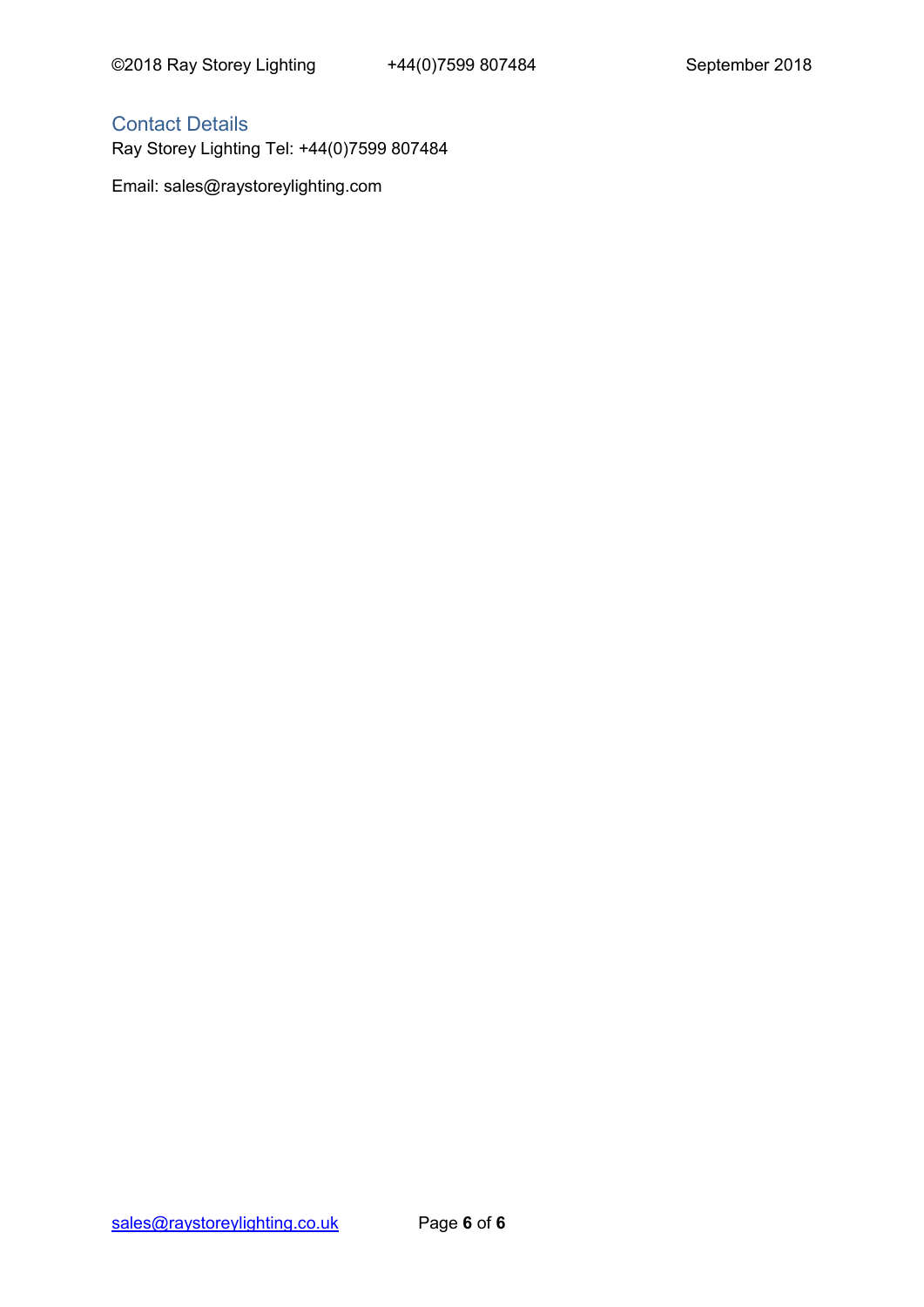## Contact Details

Ray Storey Lighting Tel: +44(0)7599 807484

Email: sales@raystoreylighting.com